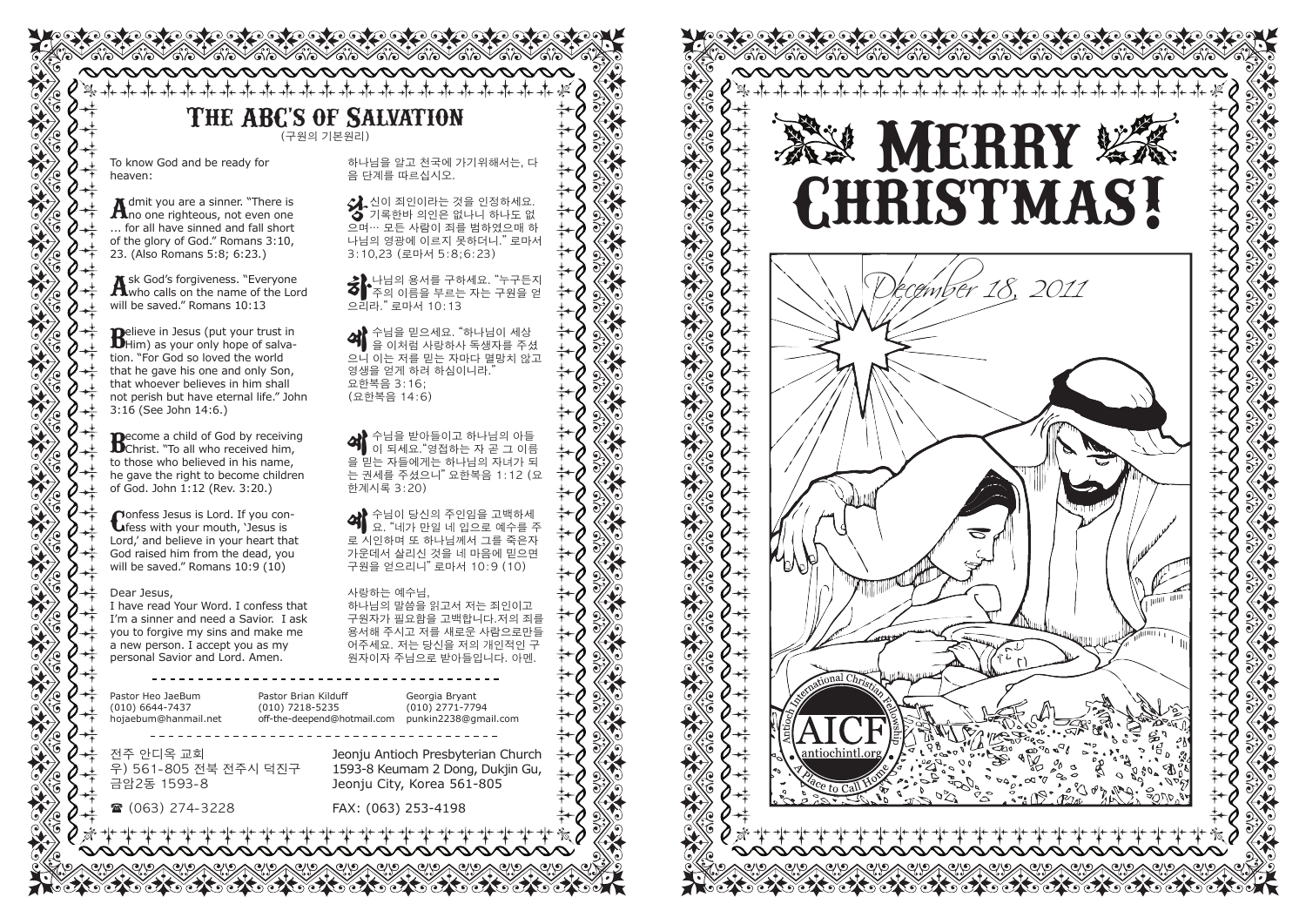# THE ABC'S OF SALVATION

(구원의 기본원리)

To know God and be ready for heaven:

**A**dmit you are a sinner. "There is no one righteous, not even one ... for all have sinned and fall short of the glory of God." Romans 3:10, 23. (Also Romans 5:8; 6:23.)

**A**sk God's forgiveness. "Everyone who calls on the name of the Lord will be saved." Romans 10:13

**B**elieve in Jesus (put your trust in Him) as your only hope of salvation. "For God so loved the world that he gave his one and only Son, that whoever believes in him shall not perish but have eternal life." John 3:16 (See John 14:6.)

**B**ecome a child of God by receiving Christ. "To all who received him, to those who believed in his name, he gave the right to become children of God. John 1:12 (Rev. 3:20.)

**C**onfess Jesus is Lord. If you confess with your mouth, 'Jesus is Lord,' and believe in your heart that God raised him from the dead, you will be saved." Romans 10:9 (10)

Dear Jesus,
I have read Your Word. I confess that I'm a sinner and need a Savior. I ask you to forgive my sins and make me a new person. I accept you as my personal Savior and Lord. Amen.

하나님을 알고 천국에 가기위해서는, 다음 단계를 따르십시오.

**당**신이 죄인이라는 것을 인정하세요. "기록한바 의인은 없나니 하나도 없으며… 모든 사람이 죄를 범하였으매 하나님의 영광에 이르지 못하더니." 로마서 3:10,23 (로마서 5:8;6:23)

**하**나님의 용서를 구하세요. "누구든지 주의 이름을 부르는 자는 구원을 얻으리라." 로마서 10:13

**예**수님을 믿으세요. "하나님이 세상을 이처럼 사랑하사 독생자를 주셨으니 이는 저를 믿는 자마다 멸망치 않고 영생을 얻게 하려 하심이니라." 요한복음 3:16; (요한복음 14:6)

**예**수님을 받아들이고 하나님의 아들이 되세요."영접하는 자 곧 그 이름을 믿는 자들에게는 하나님의 자녀가 되는 권세를 주셨으니" 요한복음 1:12 (요한계시록 3:20)

**예**수님이 당신의 주인임을 고백하세요. "네가 만일 네 입으로 예수를 주로 시인하며 또 하나님께서 그를 죽은자 가운데서 살리신 것을 네 마음에 믿으면 구원을 얻으리니" 로마서 10:9 (10)

사랑하는 예수님,
하나님의 말씀을 읽고서 저는 죄인이고 구원자가 필요함을 고백합니다.저의 죄를 용서해 주시고 저를 새로운 사람으로만들어주세요. 저는 당신을 저의 개인적인 구원자이자 주님으로 받아들입니다. 아멘.

---

Pastor Heo JaeBum
(010) 6644-7437
hojaebum@hanmail.net

Pastor Brian Kilduff
(010) 7218-5235
off-the-deepend@hotmail.com

Georgia Bryant
(010) 2771-7794
punkin2238@gmail.com

---

전주 안디옥 교회
우) 561-805 전북 전주시 덕진구 금암2동 1593-8

Jeonju Antioch Presbyterian Church
1593-8 Keumam 2 Dong, Dukjin Gu, Jeonju City, Korea 561-805

☎ (063) 274-3228

FAX: (063) 253-4198

# MERRY CHRISTMAS!

*December 18, 2011*

Antioch International Christian Fellowship
AICF
antiochintl.org
A Place to Call Home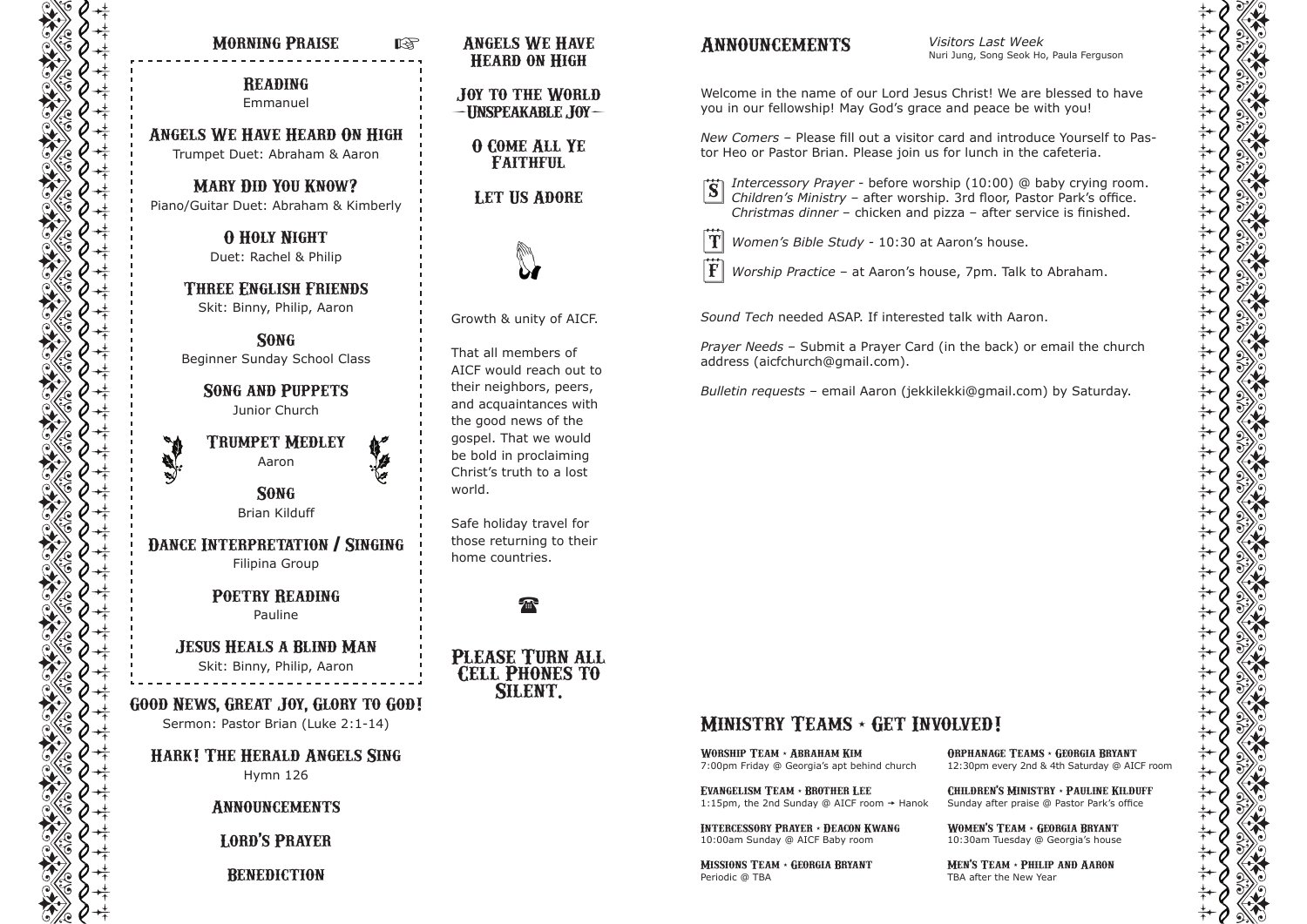## Morning Praise ☞

### Reading
Emmanuel

### Angels We Have Heard On High
Trumpet Duet: Abraham & Aaron

### Mary Did You Know?
Piano/Guitar Duet: Abraham & Kimberly

### O Holy Night
Duet: Rachel & Philip

### Three English Friends
Skit: Binny, Philip, Aaron

### Song
Beginner Sunday School Class

### Song and Puppets
Junior Church

### Trumpet Medley
Aaron

### Song
Brian Kilduff

### Dance Interpretation / Singing
Filipina Group

### Poetry Reading
Pauline

### Jesus Heals a Blind Man
Skit: Binny, Philip, Aaron

### Good News, Great Joy, Glory to God!
Sermon: Pastor Brian (Luke 2:1-14)

### Hark! The Herald Angels Sing
Hymn 126

### Announcements

### Lord's Prayer

### Benediction

---

### Angels We Have Heard on High

### Joy to the World
—Unspeakable Joy—

### O Come All Ye Faithful

### Let Us Adore

Growth & unity of AICF.

That all members of AICF would reach out to their neighbors, peers, and acquaintances with the good news of the gospel. That we would be bold in proclaiming Christ's truth to a lost world.

Safe holiday travel for those returning to their home countries.

☎

**Please Turn all Cell Phones to Silent.**

---

## Announcements

*Visitors Last Week*
Nuri Jung, Song Seok Ho, Paula Ferguson

Welcome in the name of our Lord Jesus Christ! We are blessed to have you in our fellowship! May God's grace and peace be with you!

*New Comers* – Please fill out a visitor card and introduce Yourself to Pastor Heo or Pastor Brian. Please join us for lunch in the cafeteria.

**S**
*Intercessory Prayer* - before worship (10:00) @ baby crying room.
*Children's Ministry* – after worship. 3rd floor, Pastor Park's office.
*Christmas dinner* – chicken and pizza – after service is finished.

**T**
*Women's Bible Study* - 10:30 at Aaron's house.

**F**
*Worship Practice* – at Aaron's house, 7pm. Talk to Abraham.

*Sound Tech* needed ASAP. If interested talk with Aaron.

*Prayer Needs* – Submit a Prayer Card (in the back) or email the church address (aicfchurch@gmail.com).

*Bulletin requests* – email Aaron (jekkilekki@gmail.com) by Saturday.

## Ministry Teams • Get Involved!

**Worship Team • Abraham Kim**
7:00pm Friday @ Georgia's apt behind church

**Evangelism Team • Brother Lee**
1:15pm, the 2nd Sunday @ AICF room → Hanok

**Intercessory Prayer • Deacon Kwang**
10:00am Sunday @ AICF Baby room

**Missions Team • Georgia Bryant**
Periodic @ TBA

**Orphanage Teams • Georgia Bryant**
12:30pm every 2nd & 4th Saturday @ AICF room

**Children's Ministry • Pauline Kilduff**
Sunday after praise @ Pastor Park's office

**Women's Team • Georgia Bryant**
10:30am Tuesday @ Georgia's house

**Men's Team • Philip and Aaron**
TBA after the New Year